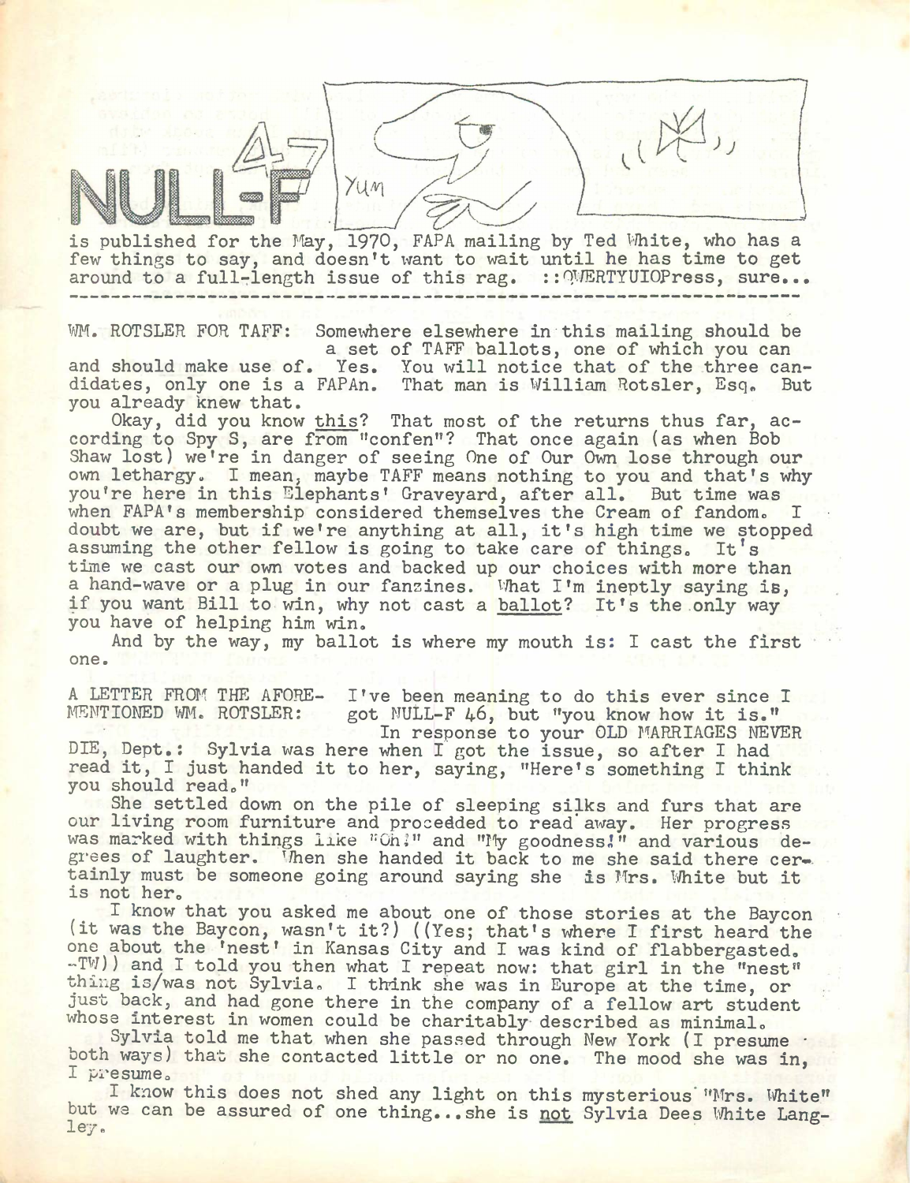# NULL-F 47

is published for the May, 1970, FAPA mailing by Ted White, who has a few things to say, and doesn't want to wait until he has time to get around to a full-length issue of this rag. ::QWERTYUIOPress, sure...

---

WM. ROTSLER FOR TAFF: Somewhere elsewhere in this mailing should be a set of TAFF ballots, one of which you can and should make use of. Yes. You will notice that of the three candidates, only one is a FAPAn. That man is William Rotsler, Esq. But you already knew that.

Okay, did you know <u>this</u>? That most of the returns thus far, according to Spy S, are from "confen"? That once again (as when Bob Shaw lost) we're in danger of seeing One of Our Own lose through our own lethargy. I mean, maybe TAFF means nothing to you and that's why you're here in this Elephants' Graveyard, after all. But time was when FAPA's membership considered themselves the Cream of fandom. I doubt we are, but if we're anything at all, it's high time we stopped assuming the other fellow is going to take care of things. It's time we cast our own votes and backed up our choices with more than a hand-wave or a plug in our fanzines. What I'm ineptly saying is, if you want Bill to win, why not cast a <u>ballot</u>? It's the only way you have of helping him win.

And by the way, my ballot is where my mouth is: I cast the first one.

A LETTER FROM THE AFORE-MENTIONED WM. ROTSLER: I've been meaning to do this ever since I got NULL-F 46, but "you know how it is."

In response to your OLD MARRIAGES NEVER DIE, Dept.: Sylvia was here when I got the issue, so after I had read it, I just handed it to her, saying, "Here's something I think you should read."

She settled down on the pile of sleeping silks and furs that are our living room furniture and procedded to read away. Her progress was marked with things like "Oh!" and "My goodness!" and various degrees of laughter. When she handed it back to me she said there certainly must be someone going around saying she is Mrs. White but it is not her.

I know that you asked me about one of those stories at the Baycon (it was the Baycon, wasn't it?) ((Yes; that's where I first heard the one about the 'nest' in Kansas City and I was kind of flabbergasted. -TW)) and I told you then what I repeat now: that girl in the "nest" thing is/was not Sylvia. I think she was in Europe at the time, or just back, and had gone there in the company of a fellow art student whose interest in women could be charitably described as minimal.

Sylvia told me that when she passed through New York (I presume both ways) that she contacted little or no one. The mood she was in, I presume.

I know this does not shed any light on this mysterious "Mrs. White" but we can be assured of one thing...she is <u>not</u> Sylvia Dees White Langley.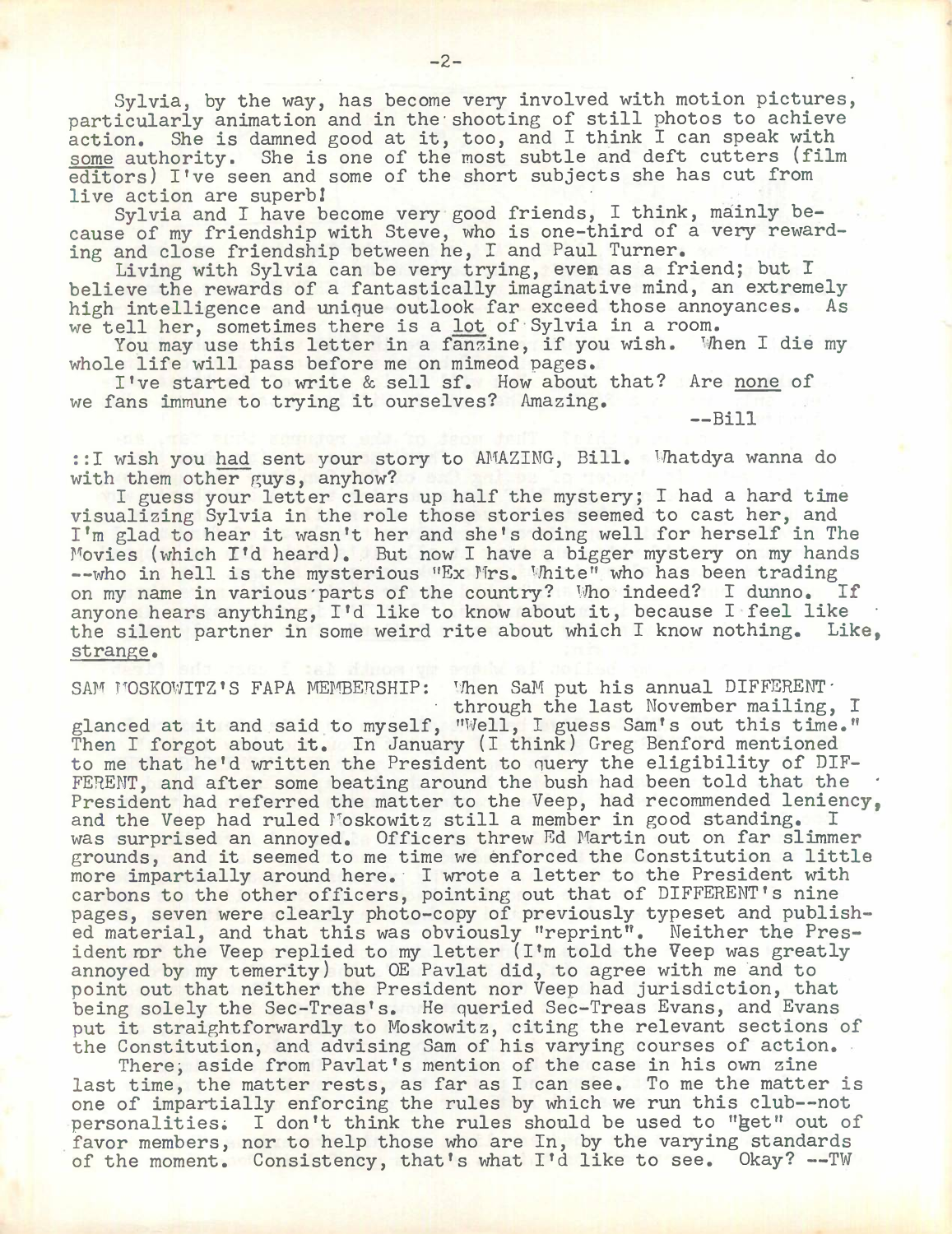Sylvia, by the way, has become very involved with motion pictures, particularly animation and in the shooting of still photos to achieve action. She is damned good at it, too, and I think I can speak with _some_ authority. She is one of the most subtle and deft cutters (film editors) I've seen and some of the short subjects she has cut from live action are superb!

Sylvia and I have become very good friends, I think, mainly because of my friendship with Steve, who is one-third of a very rewarding and close friendship between he, I and Paul Turner.

Living with Sylvia can be very trying, even as a friend; but I believe the rewards of a fantastically imaginative mind, an extremely high intelligence and unique outlook far exceed those annoyances. As we tell her, sometimes there is a _lot_ of Sylvia in a room.

You may use this letter in a fanzine, if you wish. When I die my whole life will pass before me on mimeod pages.

I've started to write & sell sf. How about that? Are _none_ of we fans immune to trying it ourselves? Amazing.

--Bill

::I wish you _had_ sent your story to AMAZING, Bill. Whatdya wanna do with them other guys, anyhow?

I guess your letter clears up half the mystery; I had a hard time visualizing Sylvia in the role those stories seemed to cast her, and I'm glad to hear it wasn't her and she's doing well for herself in The Movies (which I'd heard). But now I have a bigger mystery on my hands --who in hell is the mysterious "Ex Mrs. White" who has been trading on my name in various parts of the country? Who indeed? I dunno. If anyone hears anything, I'd like to know about it, because I feel like the silent partner in some weird rite about which I know nothing. Like, _strange_.

SAM MOSKOWITZ'S FAPA MEMBERSHIP: When SaM put his annual DIFFERENT through the last November mailing, I glanced at it and said to myself, "Well, I guess Sam's out this time." Then I forgot about it. In January (I think) Greg Benford mentioned to me that he'd written the President to query the eligibility of DIFFERENT, and after some beating around the bush had been told that the President had referred the matter to the Veep, had recommended leniency, and the Veep had ruled Moskowitz still a member in good standing. I was surprised an annoyed. Officers threw Ed Martin out on far slimmer grounds, and it seemed to me time we enforced the Constitution a little more impartially around here. I wrote a letter to the President with carbons to the other officers, pointing out that of DIFFERENT's nine pages, seven were clearly photo-copy of previously typeset and published material, and that this was obviously "reprint". Neither the President nor the Veep replied to my letter (I'm told the Veep was greatly annoyed by my temerity) but OE Pavlat did, to agree with me and to point out that neither the President nor Veep had jurisdiction, that being solely the Sec-Treas's. He queried Sec-Treas Evans, and Evans put it straightforwardly to Moskowitz, citing the relevant sections of the Constitution, and advising Sam of his varying courses of action.

There, aside from Pavlat's mention of the case in his own zine last time, the matter rests, as far as I can see. To me the matter is one of impartially enforcing the rules by which we run this club--not personalities. I don't think the rules should be used to "get" out of favor members, nor to help those who are In, by the varying standards of the moment. Consistency, that's what I'd like to see. Okay? --TW